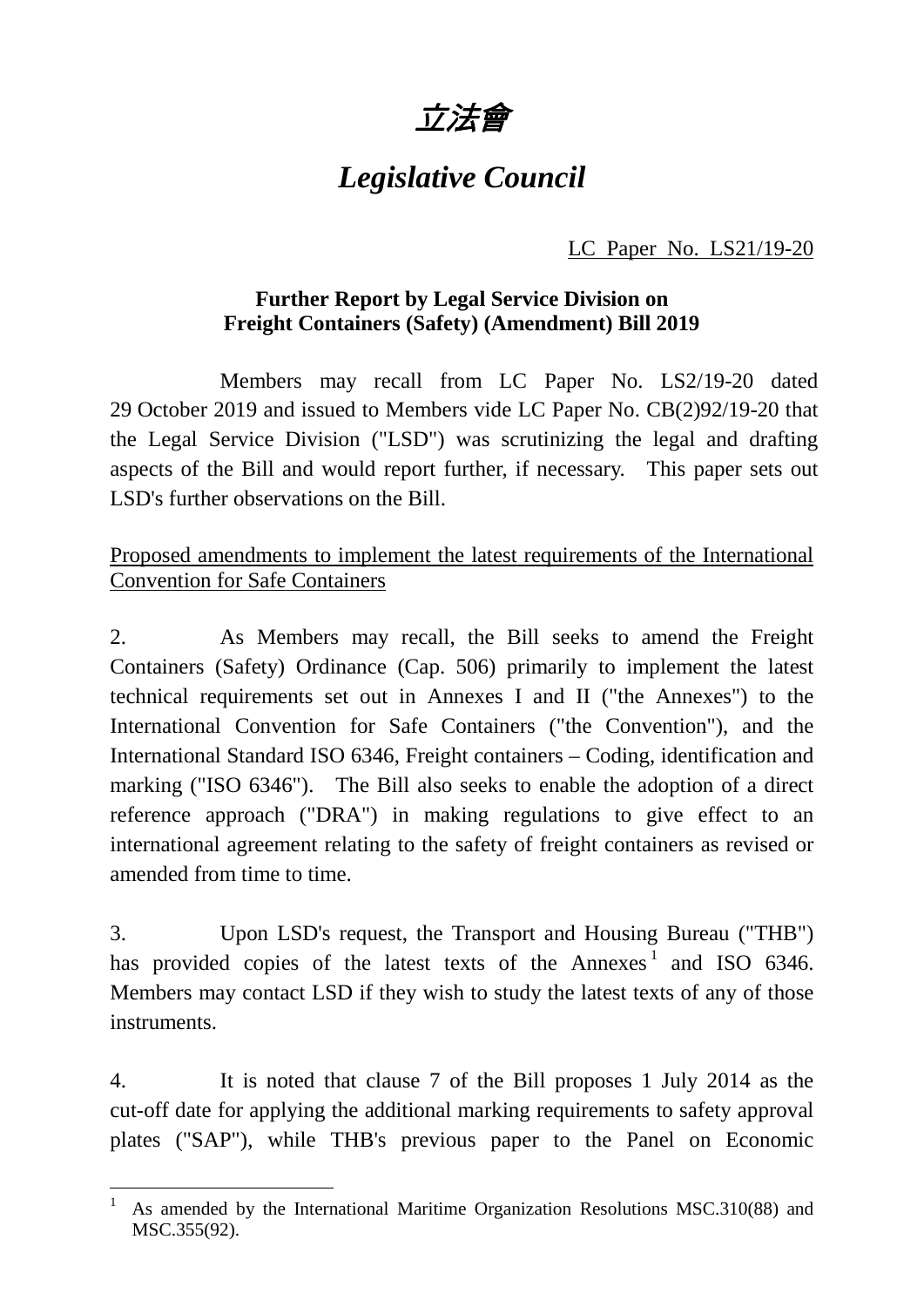# 立法會

# *Legislative Council*

LC Paper No. LS21/19-20

**Further Report by Legal Service Division on Freight Containers (Safety) (Amendment) Bill 2019**

Members may recall from LC Paper No. LS2/19-20 dated 29 October 2019 and issued to Members vide LC Paper No. CB(2)92/19-20 that the Legal Service Division ("LSD") was scrutinizing the legal and drafting aspects of the Bill and would report further, if necessary. This paper sets out LSD's further observations on the Bill.

Proposed amendments to implement the latest requirements of the International Convention for Safe Containers

2. As Members may recall, the Bill seeks to amend the Freight Containers (Safety) Ordinance (Cap. 506) primarily to implement the latest technical requirements set out in Annexes I and II ("the Annexes") to the International Convention for Safe Containers ("the Convention"), and the International Standard ISO 6346, Freight containers – Coding, identification and marking ("ISO 6346"). The Bill also seeks to enable the adoption of a direct reference approach ("DRA") in making regulations to give effect to an international agreement relating to the safety of freight containers as revised or amended from time to time.

3. Upon LSD's request, the Transport and Housing Bureau ("THB") has provided copies of the latest texts of the Annexes[1] and ISO 6346. Members may contact LSD if they wish to study the latest texts of any of those instruments.

4. It is noted that clause 7 of the Bill proposes 1 July 2014 as the cut-off date for applying the additional marking requirements to safety approval plates ("SAP"), while THB's previous paper to the Panel on Economic

---

[1] As amended by the International Maritime Organization Resolutions MSC.310(88) and MSC.355(92).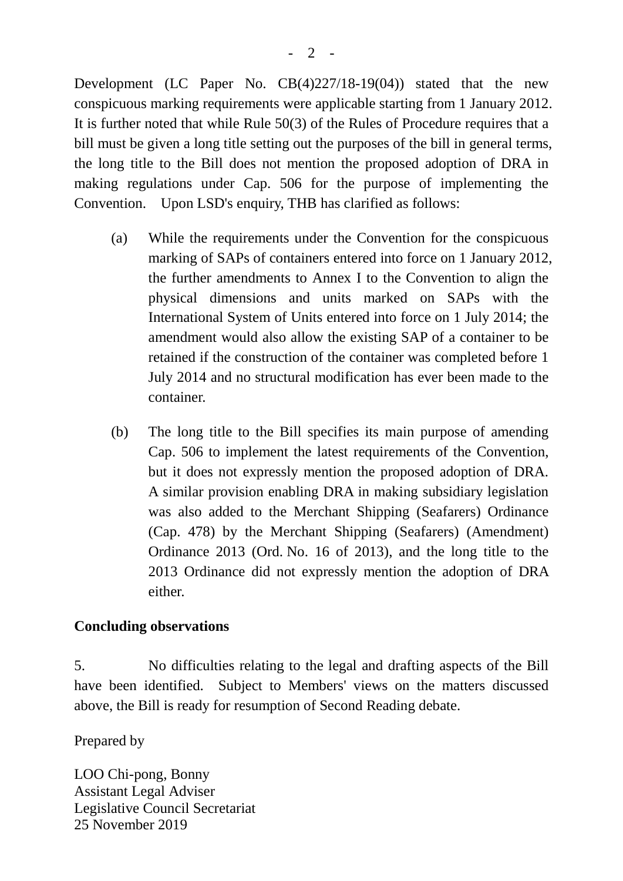Development (LC Paper No. CB(4)227/18-19(04)) stated that the new conspicuous marking requirements were applicable starting from 1 January 2012. It is further noted that while Rule 50(3) of the Rules of Procedure requires that a bill must be given a long title setting out the purposes of the bill in general terms, the long title to the Bill does not mention the proposed adoption of DRA in making regulations under Cap. 506 for the purpose of implementing the Convention. Upon LSD's enquiry, THB has clarified as follows:

(a) While the requirements under the Convention for the conspicuous marking of SAPs of containers entered into force on 1 January 2012, the further amendments to Annex I to the Convention to align the physical dimensions and units marked on SAPs with the International System of Units entered into force on 1 July 2014; the amendment would also allow the existing SAP of a container to be retained if the construction of the container was completed before 1 July 2014 and no structural modification has ever been made to the container.

(b) The long title to the Bill specifies its main purpose of amending Cap. 506 to implement the latest requirements of the Convention, but it does not expressly mention the proposed adoption of DRA. A similar provision enabling DRA in making subsidiary legislation was also added to the Merchant Shipping (Seafarers) Ordinance (Cap. 478) by the Merchant Shipping (Seafarers) (Amendment) Ordinance 2013 (Ord. No. 16 of 2013), and the long title to the 2013 Ordinance did not expressly mention the adoption of DRA either.

**Concluding observations**

5. No difficulties relating to the legal and drafting aspects of the Bill have been identified. Subject to Members' views on the matters discussed above, the Bill is ready for resumption of Second Reading debate.

Prepared by

LOO Chi-pong, Bonny
Assistant Legal Adviser
Legislative Council Secretariat
25 November 2019